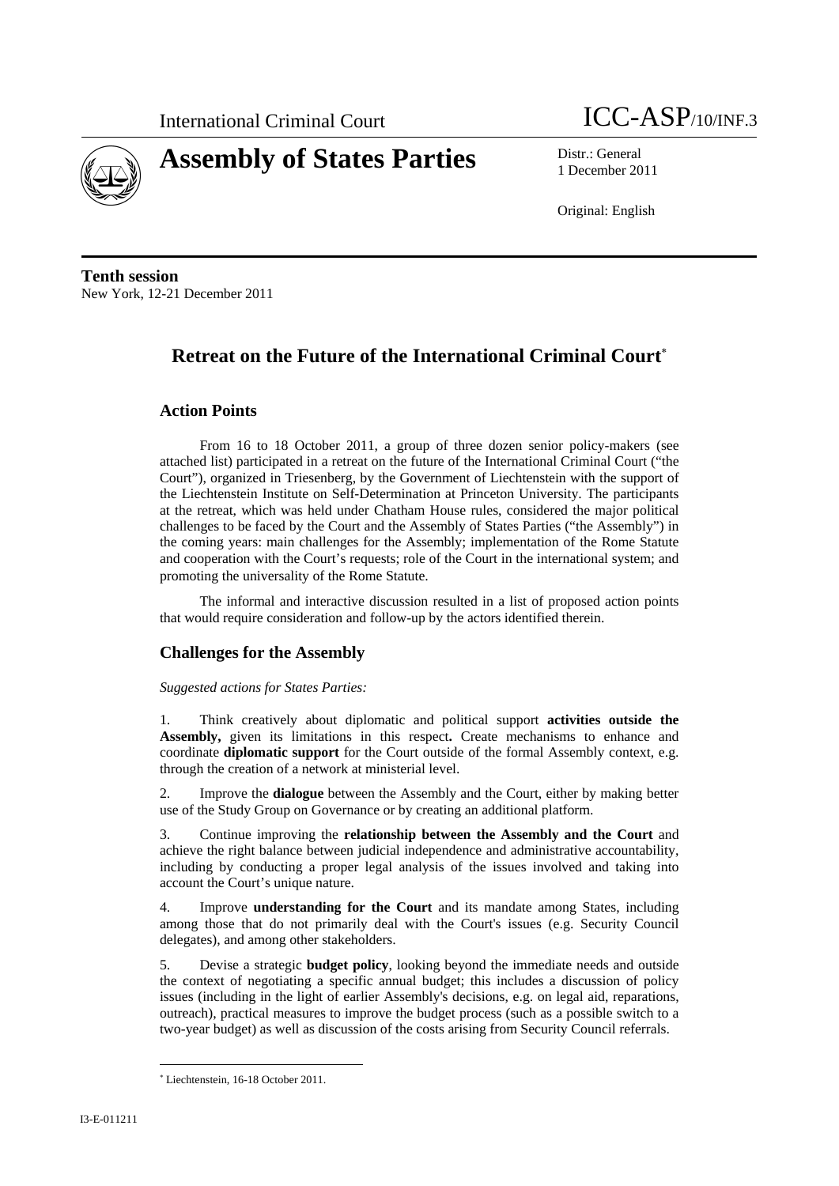International Criminal Court ICC-ASP/10/INF.3

# Assembly of States Parties

Distr.: General
1 December 2011

Original: English

**Tenth session**
New York, 12-21 December 2011

## Retreat on the Future of the International Criminal Court*

### Action Points

From 16 to 18 October 2011, a group of three dozen senior policy-makers (see attached list) participated in a retreat on the future of the International Criminal Court ("the Court"), organized in Triesenberg, by the Government of Liechtenstein with the support of the Liechtenstein Institute on Self-Determination at Princeton University. The participants at the retreat, which was held under Chatham House rules, considered the major political challenges to be faced by the Court and the Assembly of States Parties ("the Assembly") in the coming years: main challenges for the Assembly; implementation of the Rome Statute and cooperation with the Court's requests; role of the Court in the international system; and promoting the universality of the Rome Statute.

The informal and interactive discussion resulted in a list of proposed action points that would require consideration and follow-up by the actors identified therein.

### Challenges for the Assembly

*Suggested actions for States Parties:*

1. Think creatively about diplomatic and political support **activities outside the Assembly,** given its limitations in this respect**.** Create mechanisms to enhance and coordinate **diplomatic support** for the Court outside of the formal Assembly context, e.g. through the creation of a network at ministerial level.

2. Improve the **dialogue** between the Assembly and the Court, either by making better use of the Study Group on Governance or by creating an additional platform.

3. Continue improving the **relationship between the Assembly and the Court** and achieve the right balance between judicial independence and administrative accountability, including by conducting a proper legal analysis of the issues involved and taking into account the Court's unique nature.

4. Improve **understanding for the Court** and its mandate among States, including among those that do not primarily deal with the Court's issues (e.g. Security Council delegates), and among other stakeholders.

5. Devise a strategic **budget policy**, looking beyond the immediate needs and outside the context of negotiating a specific annual budget; this includes a discussion of policy issues (including in the light of earlier Assembly's decisions, e.g. on legal aid, reparations, outreach), practical measures to improve the budget process (such as a possible switch to a two-year budget) as well as discussion of the costs arising from Security Council referrals.

---

* Liechtenstein, 16-18 October 2011.

I3-E-011211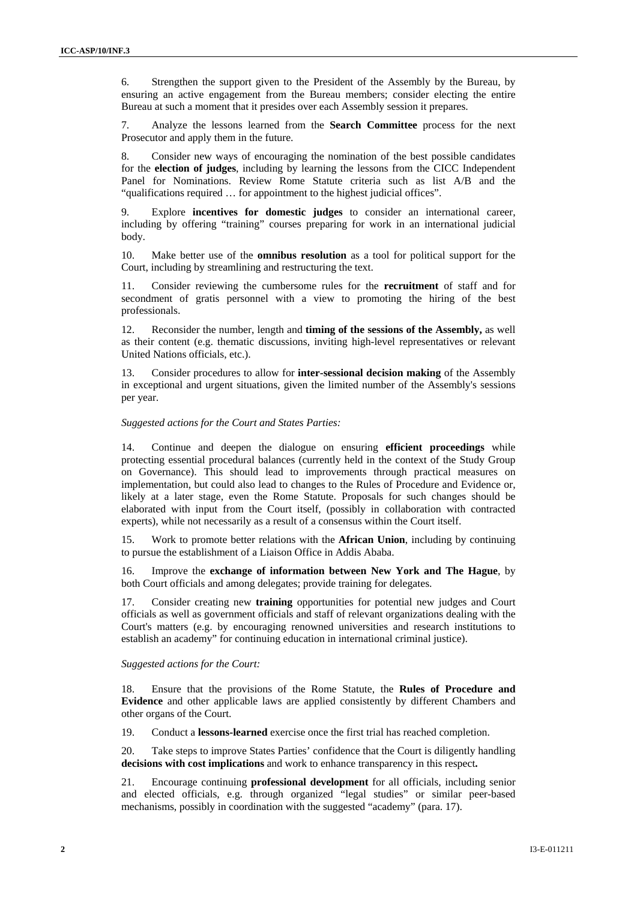6. Strengthen the support given to the President of the Assembly by the Bureau, by ensuring an active engagement from the Bureau members; consider electing the entire Bureau at such a moment that it presides over each Assembly session it prepares.

7. Analyze the lessons learned from the **Search Committee** process for the next Prosecutor and apply them in the future.

8. Consider new ways of encouraging the nomination of the best possible candidates for the **election of judges**, including by learning the lessons from the CICC Independent Panel for Nominations. Review Rome Statute criteria such as list A/B and the "qualifications required … for appointment to the highest judicial offices".

9. Explore **incentives for domestic judges** to consider an international career, including by offering "training" courses preparing for work in an international judicial body.

10. Make better use of the **omnibus resolution** as a tool for political support for the Court, including by streamlining and restructuring the text.

11. Consider reviewing the cumbersome rules for the **recruitment** of staff and for secondment of gratis personnel with a view to promoting the hiring of the best professionals.

12. Reconsider the number, length and **timing of the sessions of the Assembly,** as well as their content (e.g. thematic discussions, inviting high-level representatives or relevant United Nations officials, etc.).

13. Consider procedures to allow for **inter-sessional decision making** of the Assembly in exceptional and urgent situations, given the limited number of the Assembly's sessions per year.

*Suggested actions for the Court and States Parties:*

14. Continue and deepen the dialogue on ensuring **efficient proceedings** while protecting essential procedural balances (currently held in the context of the Study Group on Governance). This should lead to improvements through practical measures on implementation, but could also lead to changes to the Rules of Procedure and Evidence or, likely at a later stage, even the Rome Statute. Proposals for such changes should be elaborated with input from the Court itself, (possibly in collaboration with contracted experts), while not necessarily as a result of a consensus within the Court itself.

15. Work to promote better relations with the **African Union**, including by continuing to pursue the establishment of a Liaison Office in Addis Ababa.

16. Improve the **exchange of information between New York and The Hague**, by both Court officials and among delegates; provide training for delegates.

17. Consider creating new **training** opportunities for potential new judges and Court officials as well as government officials and staff of relevant organizations dealing with the Court's matters (e.g. by encouraging renowned universities and research institutions to establish an academy" for continuing education in international criminal justice).

*Suggested actions for the Court:*

18. Ensure that the provisions of the Rome Statute, the **Rules of Procedure and Evidence** and other applicable laws are applied consistently by different Chambers and other organs of the Court.

19. Conduct a **lessons-learned** exercise once the first trial has reached completion.

20. Take steps to improve States Parties' confidence that the Court is diligently handling **decisions with cost implications** and work to enhance transparency in this respect**.**

21. Encourage continuing **professional development** for all officials, including senior and elected officials, e.g. through organized "legal studies" or similar peer-based mechanisms, possibly in coordination with the suggested "academy" (para. 17).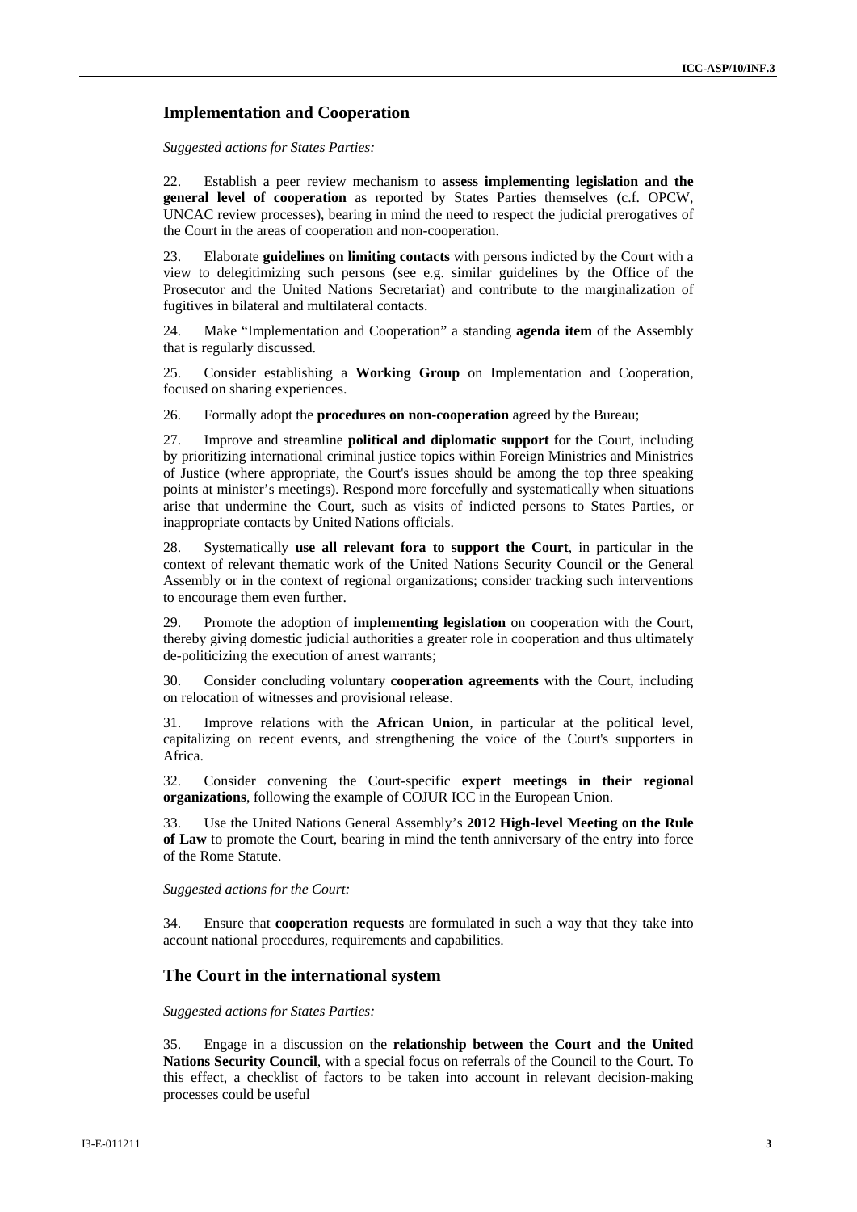## Implementation and Cooperation

*Suggested actions for States Parties:*

22. Establish a peer review mechanism to **assess implementing legislation and the general level of cooperation** as reported by States Parties themselves (c.f. OPCW, UNCAC review processes), bearing in mind the need to respect the judicial prerogatives of the Court in the areas of cooperation and non-cooperation.

23. Elaborate **guidelines on limiting contacts** with persons indicted by the Court with a view to delegitimizing such persons (see e.g. similar guidelines by the Office of the Prosecutor and the United Nations Secretariat) and contribute to the marginalization of fugitives in bilateral and multilateral contacts.

24. Make "Implementation and Cooperation" a standing **agenda item** of the Assembly that is regularly discussed.

25. Consider establishing a **Working Group** on Implementation and Cooperation, focused on sharing experiences.

26. Formally adopt the **procedures on non-cooperation** agreed by the Bureau;

27. Improve and streamline **political and diplomatic support** for the Court, including by prioritizing international criminal justice topics within Foreign Ministries and Ministries of Justice (where appropriate, the Court's issues should be among the top three speaking points at minister's meetings). Respond more forcefully and systematically when situations arise that undermine the Court, such as visits of indicted persons to States Parties, or inappropriate contacts by United Nations officials.

28. Systematically **use all relevant fora to support the Court**, in particular in the context of relevant thematic work of the United Nations Security Council or the General Assembly or in the context of regional organizations; consider tracking such interventions to encourage them even further.

29. Promote the adoption of **implementing legislation** on cooperation with the Court, thereby giving domestic judicial authorities a greater role in cooperation and thus ultimately de-politicizing the execution of arrest warrants;

30. Consider concluding voluntary **cooperation agreements** with the Court, including on relocation of witnesses and provisional release.

31. Improve relations with the **African Union**, in particular at the political level, capitalizing on recent events, and strengthening the voice of the Court's supporters in Africa.

32. Consider convening the Court-specific **expert meetings in their regional organizations**, following the example of COJUR ICC in the European Union.

33. Use the United Nations General Assembly's **2012 High-level Meeting on the Rule of Law** to promote the Court, bearing in mind the tenth anniversary of the entry into force of the Rome Statute.

*Suggested actions for the Court:*

34. Ensure that **cooperation requests** are formulated in such a way that they take into account national procedures, requirements and capabilities.

## The Court in the international system

*Suggested actions for States Parties:*

35. Engage in a discussion on the **relationship between the Court and the United Nations Security Council**, with a special focus on referrals of the Council to the Court. To this effect, a checklist of factors to be taken into account in relevant decision-making processes could be useful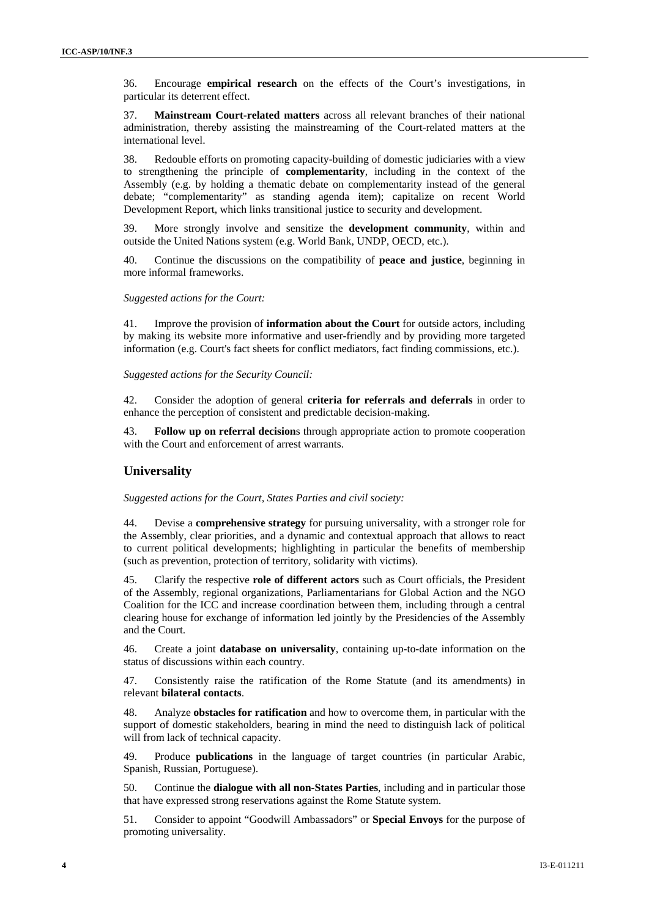36. Encourage **empirical research** on the effects of the Court's investigations, in particular its deterrent effect.

37. **Mainstream Court-related matters** across all relevant branches of their national administration, thereby assisting the mainstreaming of the Court-related matters at the international level.

38. Redouble efforts on promoting capacity-building of domestic judiciaries with a view to strengthening the principle of **complementarity**, including in the context of the Assembly (e.g. by holding a thematic debate on complementarity instead of the general debate; "complementarity" as standing agenda item); capitalize on recent World Development Report, which links transitional justice to security and development.

39. More strongly involve and sensitize the **development community**, within and outside the United Nations system (e.g. World Bank, UNDP, OECD, etc.).

40. Continue the discussions on the compatibility of **peace and justice**, beginning in more informal frameworks.

*Suggested actions for the Court:*

41. Improve the provision of **information about the Court** for outside actors, including by making its website more informative and user-friendly and by providing more targeted information (e.g. Court's fact sheets for conflict mediators, fact finding commissions, etc.).

*Suggested actions for the Security Council:*

42. Consider the adoption of general **criteria for referrals and deferrals** in order to enhance the perception of consistent and predictable decision-making.

43. **Follow up on referral decision**s through appropriate action to promote cooperation with the Court and enforcement of arrest warrants.

## Universality

*Suggested actions for the Court, States Parties and civil society:*

44. Devise a **comprehensive strategy** for pursuing universality, with a stronger role for the Assembly, clear priorities, and a dynamic and contextual approach that allows to react to current political developments; highlighting in particular the benefits of membership (such as prevention, protection of territory, solidarity with victims).

45. Clarify the respective **role of different actors** such as Court officials, the President of the Assembly, regional organizations, Parliamentarians for Global Action and the NGO Coalition for the ICC and increase coordination between them, including through a central clearing house for exchange of information led jointly by the Presidencies of the Assembly and the Court.

46. Create a joint **database on universality**, containing up-to-date information on the status of discussions within each country.

47. Consistently raise the ratification of the Rome Statute (and its amendments) in relevant **bilateral contacts**.

48. Analyze **obstacles for ratification** and how to overcome them, in particular with the support of domestic stakeholders, bearing in mind the need to distinguish lack of political will from lack of technical capacity.

49. Produce **publications** in the language of target countries (in particular Arabic, Spanish, Russian, Portuguese).

50. Continue the **dialogue with all non-States Parties**, including and in particular those that have expressed strong reservations against the Rome Statute system.

51. Consider to appoint "Goodwill Ambassadors" or **Special Envoys** for the purpose of promoting universality.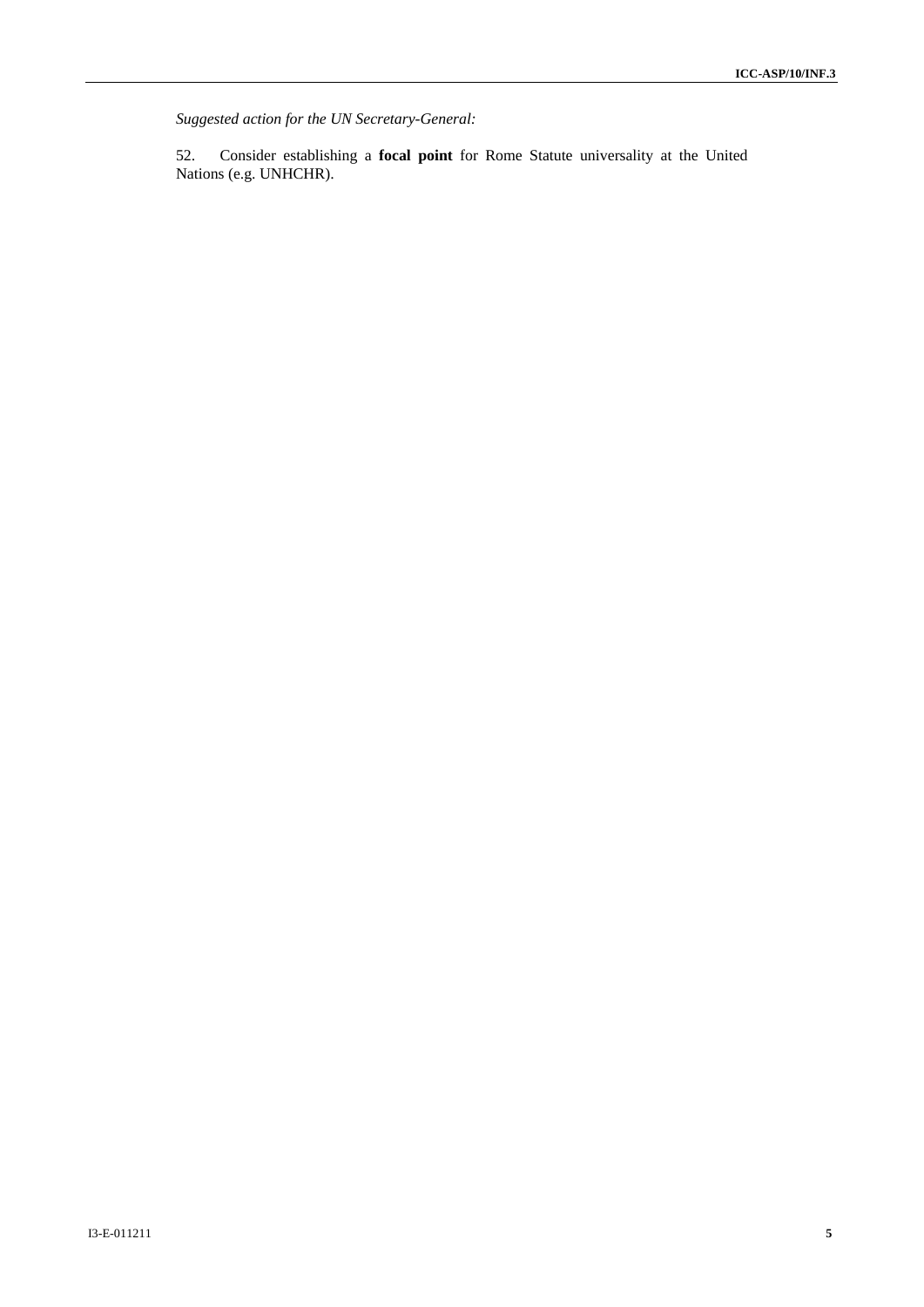*Suggested action for the UN Secretary-General:*

52. Consider establishing a **focal point** for Rome Statute universality at the United Nations (e.g. UNHCHR).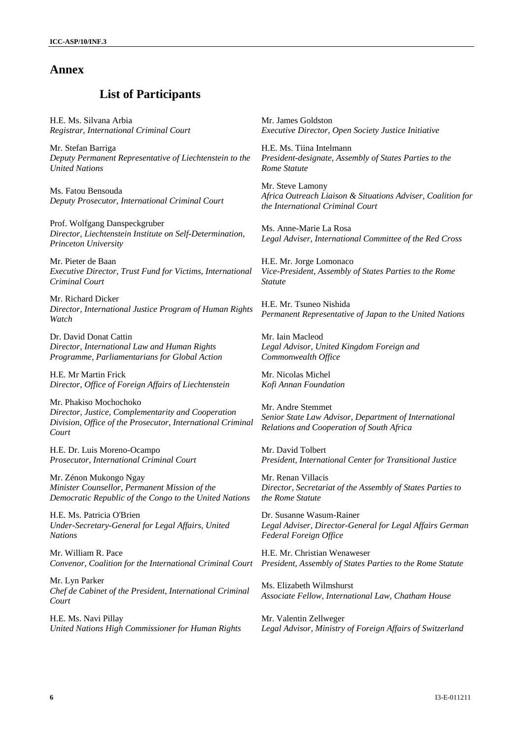## Annex

### List of Participants

H.E. Ms. Silvana Arbia
*Registrar, International Criminal Court*

Mr. Stefan Barriga
*Deputy Permanent Representative of Liechtenstein to the United Nations*

Ms. Fatou Bensouda
*Deputy Prosecutor, International Criminal Court*

Prof. Wolfgang Danspeckgruber
*Director, Liechtenstein Institute on Self-Determination, Princeton University*

Mr. Pieter de Baan
*Executive Director, Trust Fund for Victims, International Criminal Court*

Mr. Richard Dicker
*Director, International Justice Program of Human Rights Watch*

Dr. David Donat Cattin
*Director, International Law and Human Rights Programme, Parliamentarians for Global Action*

H.E. Mr Martin Frick
*Director, Office of Foreign Affairs of Liechtenstein*

Mr. Phakiso Mochochoko
*Director, Justice, Complementarity and Cooperation Division, Office of the Prosecutor, International Criminal Court*

H.E. Dr. Luis Moreno-Ocampo
*Prosecutor, International Criminal Court*

Mr. Zénon Mukongo Ngay
*Minister Counsellor, Permanent Mission of the Democratic Republic of the Congo to the United Nations*

H.E. Ms. Patricia O'Brien
*Under-Secretary-General for Legal Affairs, United Nations*

Mr. William R. Pace
*Convenor, Coalition for the International Criminal Court*

Mr. Lyn Parker
*Chef de Cabinet of the President, International Criminal Court*

H.E. Ms. Navi Pillay
*United Nations High Commissioner for Human Rights*

Mr. James Goldston
*Executive Director, Open Society Justice Initiative*

H.E. Ms. Tiina Intelmann
*President-designate, Assembly of States Parties to the Rome Statute*

Mr. Steve Lamony
*Africa Outreach Liaison & Situations Adviser, Coalition for the International Criminal Court*

Ms. Anne-Marie La Rosa
*Legal Adviser, International Committee of the Red Cross*

H.E. Mr. Jorge Lomonaco
*Vice-President, Assembly of States Parties to the Rome Statute*

H.E. Mr. Tsuneo Nishida
*Permanent Representative of Japan to the United Nations*

Mr. Iain Macleod
*Legal Advisor, United Kingdom Foreign and Commonwealth Office*

Mr. Nicolas Michel
*Kofi Annan Foundation*

Mr. Andre Stemmet
*Senior State Law Advisor, Department of International Relations and Cooperation of South Africa*

Mr. David Tolbert
*President, International Center for Transitional Justice*

Mr. Renan Villacis
*Director, Secretariat of the Assembly of States Parties to the Rome Statute*

Dr. Susanne Wasum-Rainer
*Legal Adviser, Director-General for Legal Affairs German Federal Foreign Office*

H.E. Mr. Christian Wenaweser
*President, Assembly of States Parties to the Rome Statute*

Ms. Elizabeth Wilmshurst
*Associate Fellow, International Law, Chatham House*

Mr. Valentin Zellweger
*Legal Advisor, Ministry of Foreign Affairs of Switzerland*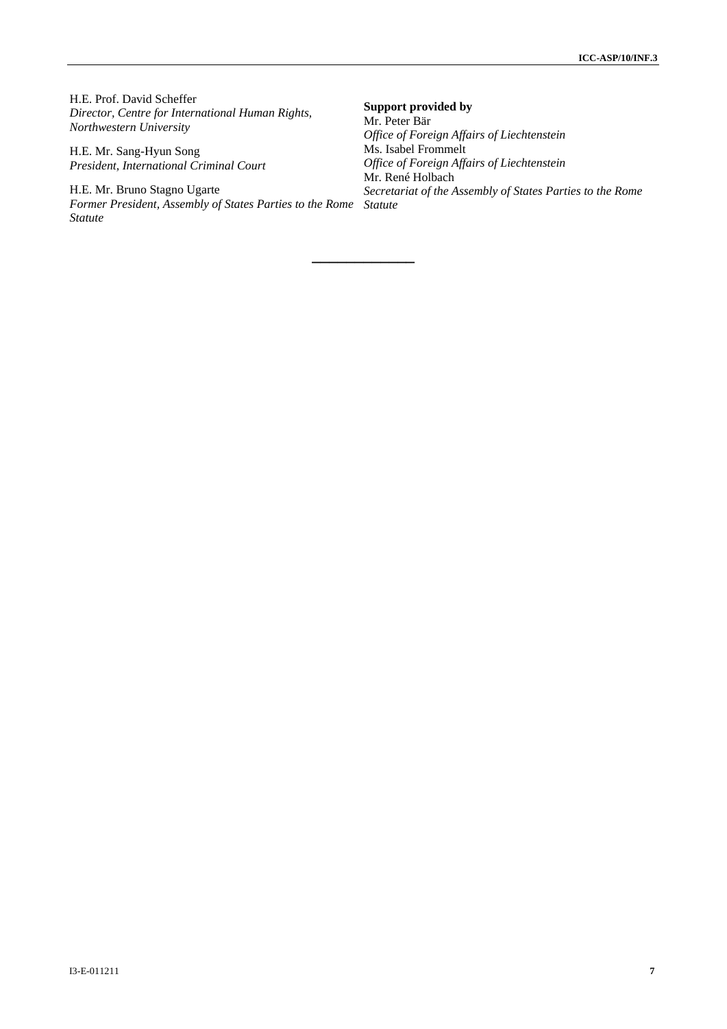H.E. Prof. David Scheffer
*Director, Centre for International Human Rights, Northwestern University*

H.E. Mr. Sang-Hyun Song
*President, International Criminal Court*

H.E. Mr. Bruno Stagno Ugarte
*Former President, Assembly of States Parties to the Rome Statute*

**Support provided by**

Mr. Peter Bär
*Office of Foreign Affairs of Liechtenstein*

Ms. Isabel Frommelt
*Office of Foreign Affairs of Liechtenstein*

Mr. René Holbach
*Secretariat of the Assembly of States Parties to the Rome Statute*

---